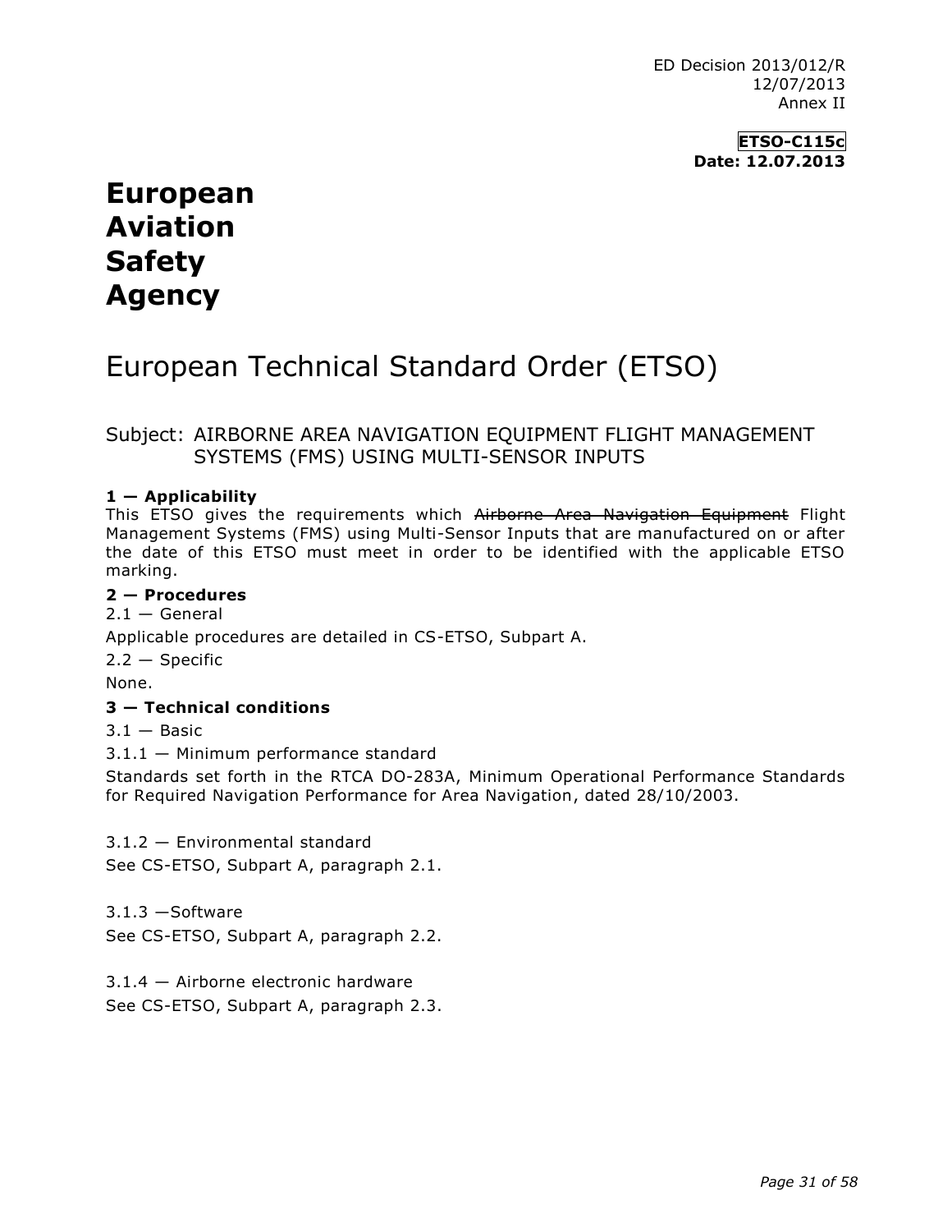ED Decision 2013/012/R
12/07/2013
Annex II

**ETSO-C115c**
**Date: 12.07.2013**

# European Aviation Safety Agency

## European Technical Standard Order (ETSO)

Subject: AIRBORNE AREA NAVIGATION EQUIPMENT FLIGHT MANAGEMENT SYSTEMS (FMS) USING MULTI-SENSOR INPUTS

**1 — Applicability**

This ETSO gives the requirements which ~~Airborne Area Navigation Equipment~~ Flight Management Systems (FMS) using Multi-Sensor Inputs that are manufactured on or after the date of this ETSO must meet in order to be identified with the applicable ETSO marking.

**2 — Procedures**

2.1 — General

Applicable procedures are detailed in CS-ETSO, Subpart A.

2.2 — Specific

None.

**3 — Technical conditions**

3.1 — Basic

3.1.1 — Minimum performance standard

Standards set forth in the RTCA DO-283A, Minimum Operational Performance Standards for Required Navigation Performance for Area Navigation, dated 28/10/2003.

3.1.2 — Environmental standard

See CS-ETSO, Subpart A, paragraph 2.1.

3.1.3 —Software

See CS-ETSO, Subpart A, paragraph 2.2.

3.1.4 — Airborne electronic hardware

See CS-ETSO, Subpart A, paragraph 2.3.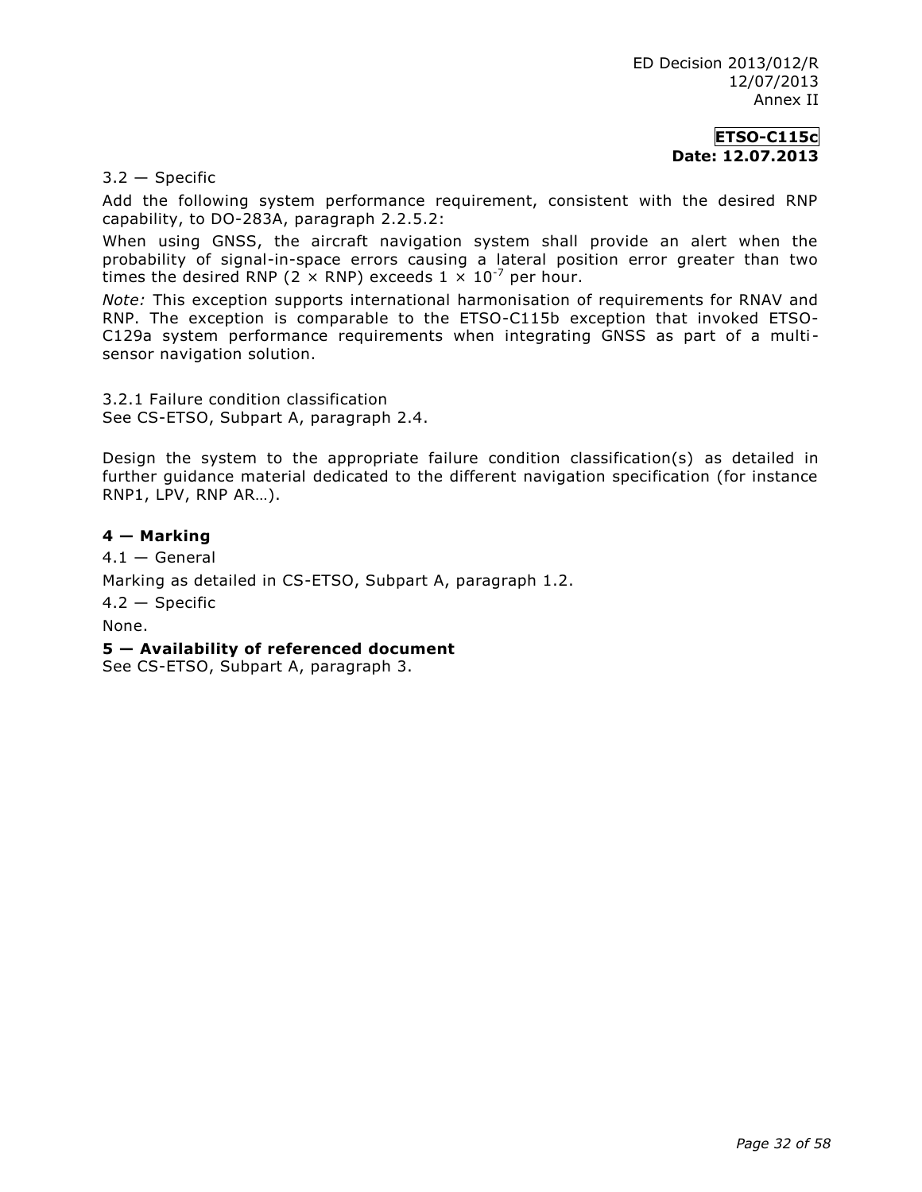3.2 — Specific

Add the following system performance requirement, consistent with the desired RNP capability, to DO-283A, paragraph 2.2.5.2:

When using GNSS, the aircraft navigation system shall provide an alert when the probability of signal-in-space errors causing a lateral position error greater than two times the desired RNP (2 × RNP) exceeds $1 \times 10^{-7}$ per hour.

*Note:* This exception supports international harmonisation of requirements for RNAV and RNP. The exception is comparable to the ETSO-C115b exception that invoked ETSO-C129a system performance requirements when integrating GNSS as part of a multi-sensor navigation solution.

3.2.1 Failure condition classification
See CS-ETSO, Subpart A, paragraph 2.4.

Design the system to the appropriate failure condition classification(s) as detailed in further guidance material dedicated to the different navigation specification (for instance RNP1, LPV, RNP AR…).

## 4 — Marking

4.1 — General

Marking as detailed in CS-ETSO, Subpart A, paragraph 1.2.

4.2 — Specific

None.

## 5 — Availability of referenced document

See CS-ETSO, Subpart A, paragraph 3.